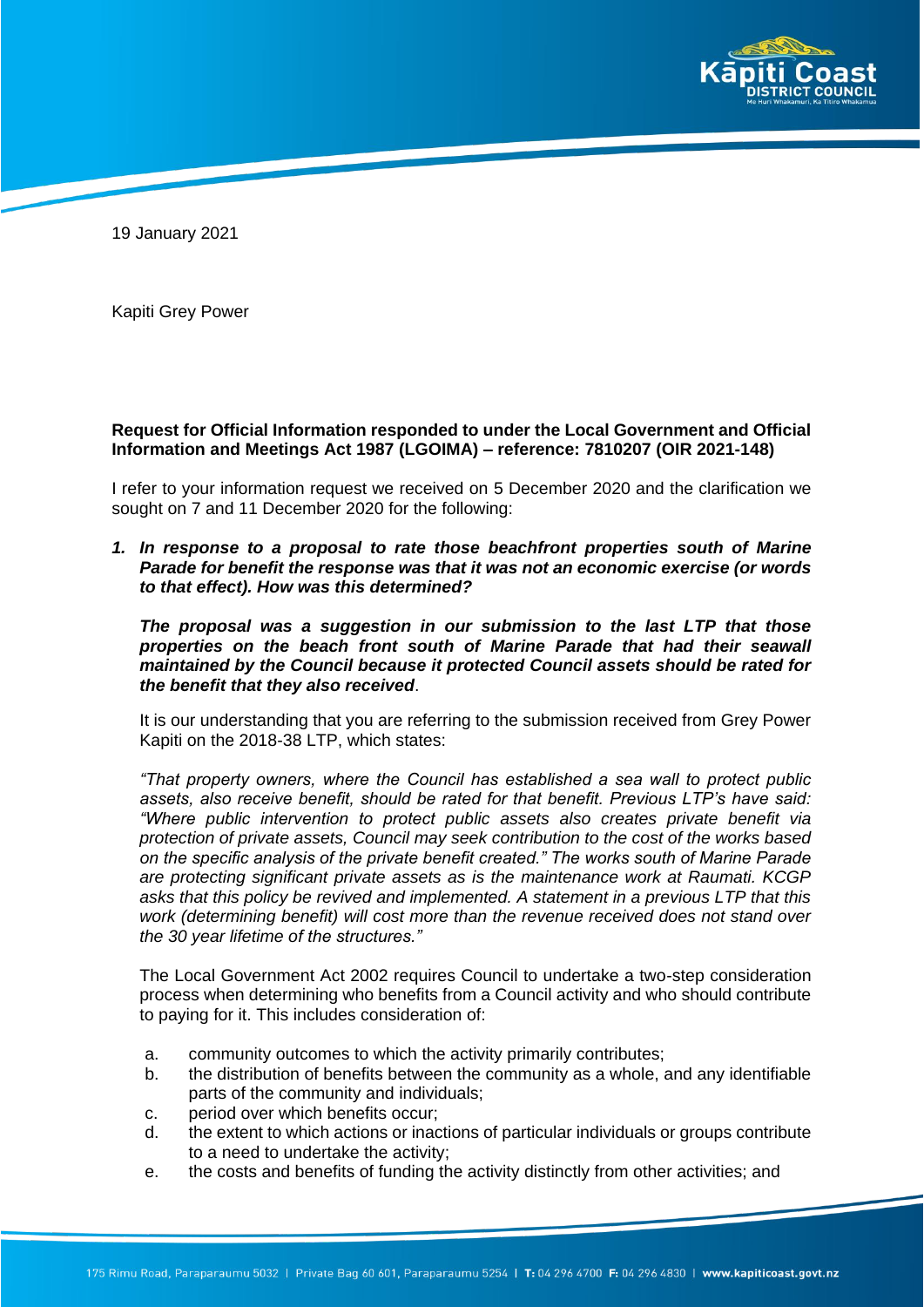19 January 2021

Kapiti Grey Power

**Request for Official Information responded to under the Local Government and Official Information and Meetings Act 1987 (LGOIMA) – reference: 7810207 (OIR 2021-148)**

I refer to your information request we received on 5 December 2020 and the clarification we sought on 7 and 11 December 2020 for the following:

***1. In response to a proposal to rate those beachfront properties south of Marine Parade for benefit the response was that it was not an economic exercise (or words to that effect). How was this determined?***

***The proposal was a suggestion in our submission to the last LTP that those properties on the beach front south of Marine Parade that had their seawall maintained by the Council because it protected Council assets should be rated for the benefit that they also received.***

It is our understanding that you are referring to the submission received from Grey Power Kapiti on the 2018-38 LTP, which states:

*"That property owners, where the Council has established a sea wall to protect public assets, also receive benefit, should be rated for that benefit. Previous LTP's have said: "Where public intervention to protect public assets also creates private benefit via protection of private assets, Council may seek contribution to the cost of the works based on the specific analysis of the private benefit created." The works south of Marine Parade are protecting significant private assets as is the maintenance work at Raumati. KCGP asks that this policy be revived and implemented. A statement in a previous LTP that this work (determining benefit) will cost more than the revenue received does not stand over the 30 year lifetime of the structures."*

The Local Government Act 2002 requires Council to undertake a two-step consideration process when determining who benefits from a Council activity and who should contribute to paying for it. This includes consideration of:

a. community outcomes to which the activity primarily contributes;
b. the distribution of benefits between the community as a whole, and any identifiable parts of the community and individuals;
c. period over which benefits occur;
d. the extent to which actions or inactions of particular individuals or groups contribute to a need to undertake the activity;
e. the costs and benefits of funding the activity distinctly from other activities; and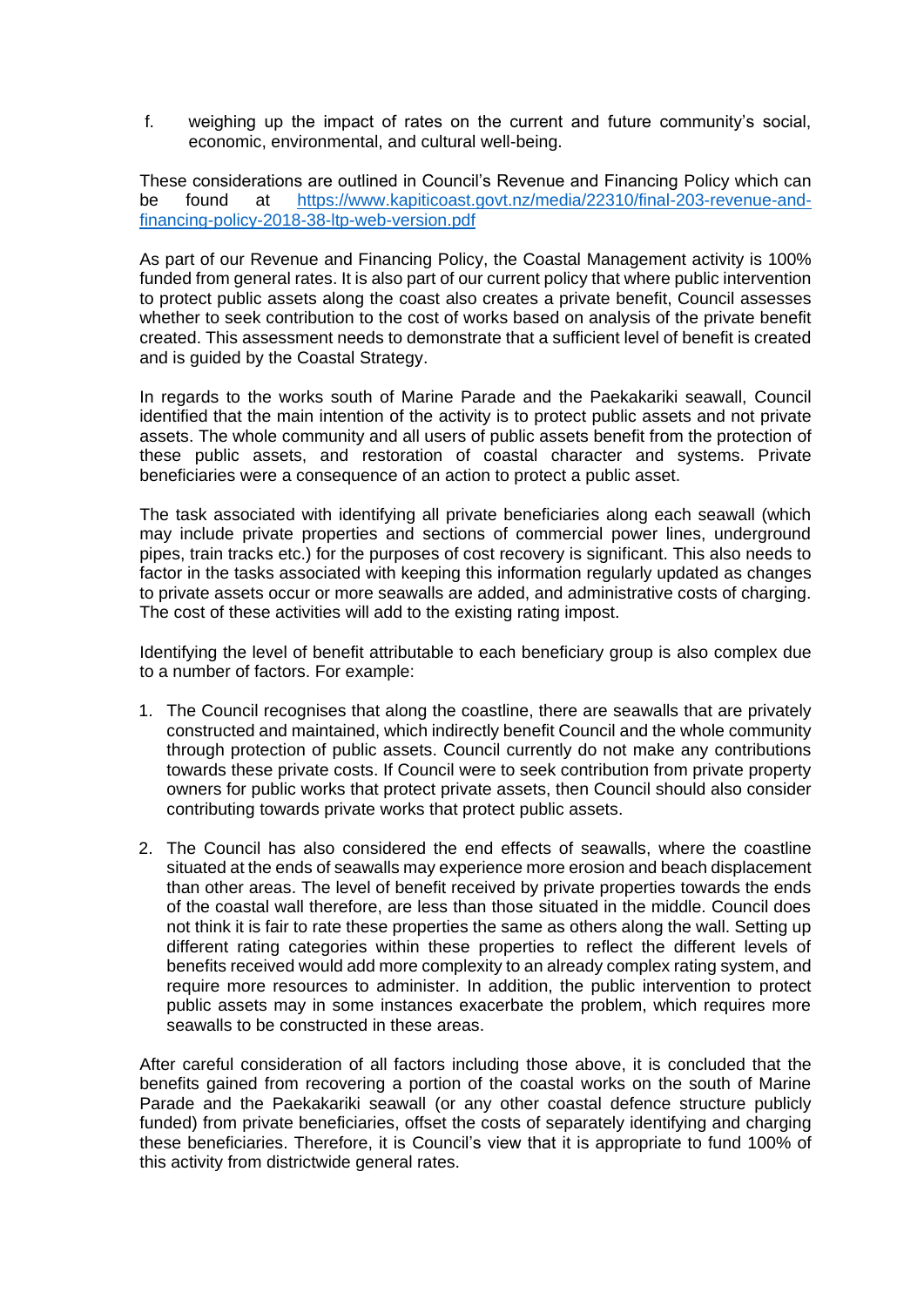f. weighing up the impact of rates on the current and future community's social, economic, environmental, and cultural well-being.

These considerations are outlined in Council's Revenue and Financing Policy which can be found at [https://www.kapiticoast.govt.nz/media/22310/final-203-revenue-and-financing-policy-2018-38-ltp-web-version.pdf](https://www.kapiticoast.govt.nz/media/22310/final-203-revenue-and-financing-policy-2018-38-ltp-web-version.pdf)

As part of our Revenue and Financing Policy, the Coastal Management activity is 100% funded from general rates. It is also part of our current policy that where public intervention to protect public assets along the coast also creates a private benefit, Council assesses whether to seek contribution to the cost of works based on analysis of the private benefit created. This assessment needs to demonstrate that a sufficient level of benefit is created and is guided by the Coastal Strategy.

In regards to the works south of Marine Parade and the Paekakariki seawall, Council identified that the main intention of the activity is to protect public assets and not private assets. The whole community and all users of public assets benefit from the protection of these public assets, and restoration of coastal character and systems. Private beneficiaries were a consequence of an action to protect a public asset.

The task associated with identifying all private beneficiaries along each seawall (which may include private properties and sections of commercial power lines, underground pipes, train tracks etc.) for the purposes of cost recovery is significant. This also needs to factor in the tasks associated with keeping this information regularly updated as changes to private assets occur or more seawalls are added, and administrative costs of charging. The cost of these activities will add to the existing rating impost.

Identifying the level of benefit attributable to each beneficiary group is also complex due to a number of factors. For example:

1. The Council recognises that along the coastline, there are seawalls that are privately constructed and maintained, which indirectly benefit Council and the whole community through protection of public assets. Council currently do not make any contributions towards these private costs. If Council were to seek contribution from private property owners for public works that protect private assets, then Council should also consider contributing towards private works that protect public assets.

2. The Council has also considered the end effects of seawalls, where the coastline situated at the ends of seawalls may experience more erosion and beach displacement than other areas. The level of benefit received by private properties towards the ends of the coastal wall therefore, are less than those situated in the middle. Council does not think it is fair to rate these properties the same as others along the wall. Setting up different rating categories within these properties to reflect the different levels of benefits received would add more complexity to an already complex rating system, and require more resources to administer. In addition, the public intervention to protect public assets may in some instances exacerbate the problem, which requires more seawalls to be constructed in these areas.

After careful consideration of all factors including those above, it is concluded that the benefits gained from recovering a portion of the coastal works on the south of Marine Parade and the Paekakariki seawall (or any other coastal defence structure publicly funded) from private beneficiaries, offset the costs of separately identifying and charging these beneficiaries. Therefore, it is Council's view that it is appropriate to fund 100% of this activity from districtwide general rates.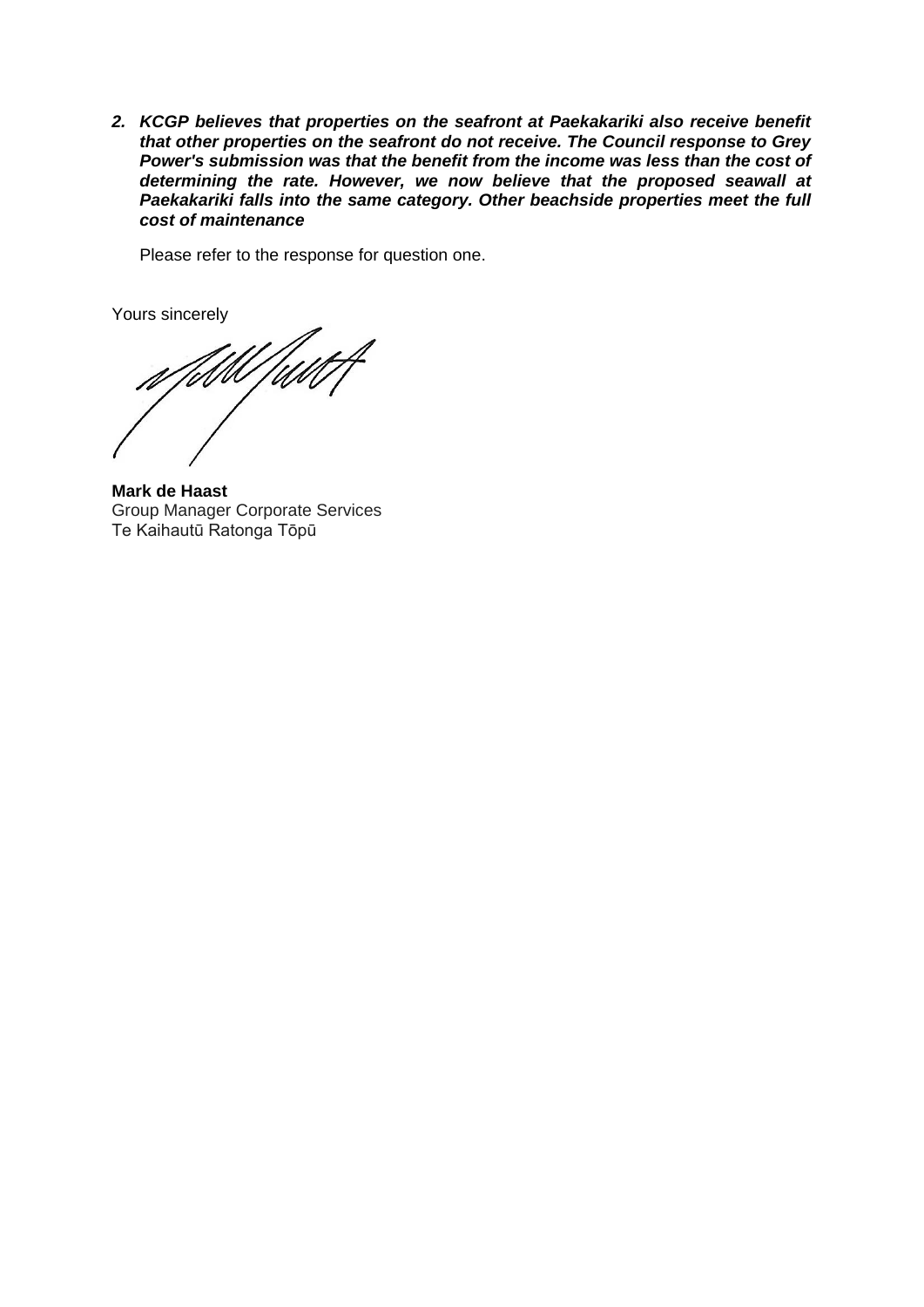2. ***KCGP believes that properties on the seafront at Paekakariki also receive benefit that other properties on the seafront do not receive. The Council response to Grey Power's submission was that the benefit from the income was less than the cost of determining the rate. However, we now believe that the proposed seawall at Paekakariki falls into the same category. Other beachside properties meet the full cost of maintenance***

   Please refer to the response for question one.

Yours sincerely

**Mark de Haast**
Group Manager Corporate Services
Te Kaihautū Ratonga Tōpū